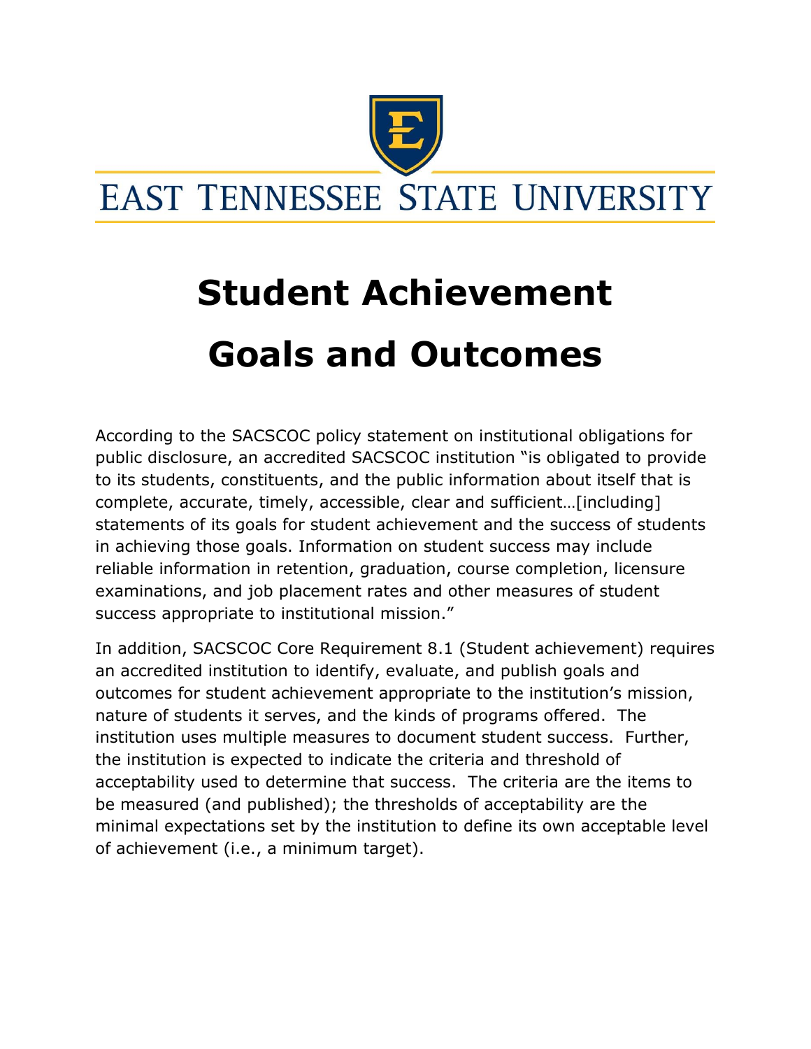EAST TENNESSEE STATE UNIVERSITY

# Student Achievement Goals and Outcomes

According to the SACSCOC policy statement on institutional obligations for public disclosure, an accredited SACSCOC institution "is obligated to provide to its students, constituents, and the public information about itself that is complete, accurate, timely, accessible, clear and sufficient…[including] statements of its goals for student achievement and the success of students in achieving those goals. Information on student success may include reliable information in retention, graduation, course completion, licensure examinations, and job placement rates and other measures of student success appropriate to institutional mission."

In addition, SACSCOC Core Requirement 8.1 (Student achievement) requires an accredited institution to identify, evaluate, and publish goals and outcomes for student achievement appropriate to the institution's mission, nature of students it serves, and the kinds of programs offered. The institution uses multiple measures to document student success. Further, the institution is expected to indicate the criteria and threshold of acceptability used to determine that success. The criteria are the items to be measured (and published); the thresholds of acceptability are the minimal expectations set by the institution to define its own acceptable level of achievement (i.e., a minimum target).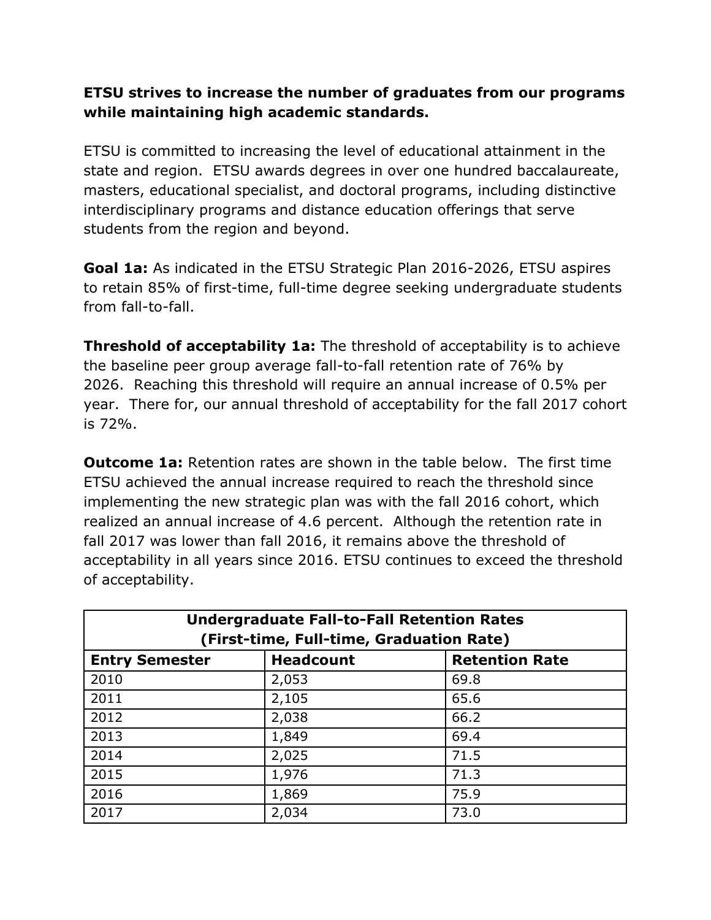**ETSU strives to increase the number of graduates from our programs while maintaining high academic standards.**

ETSU is committed to increasing the level of educational attainment in the state and region. ETSU awards degrees in over one hundred baccalaureate, masters, educational specialist, and doctoral programs, including distinctive interdisciplinary programs and distance education offerings that serve students from the region and beyond.

**Goal 1a:** As indicated in the ETSU Strategic Plan 2016-2026, ETSU aspires to retain 85% of first-time, full-time degree seeking undergraduate students from fall-to-fall.

**Threshold of acceptability 1a:** The threshold of acceptability is to achieve the baseline peer group average fall-to-fall retention rate of 76% by 2026. Reaching this threshold will require an annual increase of 0.5% per year. There for, our annual threshold of acceptability for the fall 2017 cohort is 72%.

**Outcome 1a:** Retention rates are shown in the table below. The first time ETSU achieved the annual increase required to reach the threshold since implementing the new strategic plan was with the fall 2016 cohort, which realized an annual increase of 4.6 percent. Although the retention rate in fall 2017 was lower than fall 2016, it remains above the threshold of acceptability in all years since 2016. ETSU continues to exceed the threshold of acceptability.

| **Undergraduate Fall-to-Fall Retention Rates (First-time, Full-time, Graduation Rate)** | | |
|---|---|---|
| **Entry Semester** | **Headcount** | **Retention Rate** |
| 2010 | 2,053 | 69.8 |
| 2011 | 2,105 | 65.6 |
| 2012 | 2,038 | 66.2 |
| 2013 | 1,849 | 69.4 |
| 2014 | 2,025 | 71.5 |
| 2015 | 1,976 | 71.3 |
| 2016 | 1,869 | 75.9 |
| 2017 | 2,034 | 73.0 |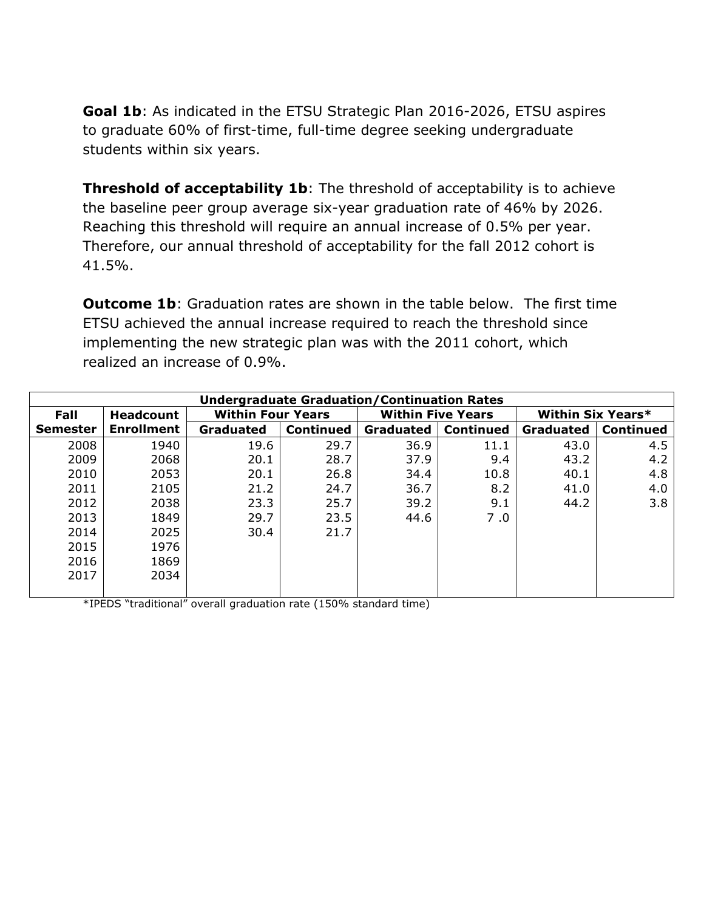**Goal 1b**: As indicated in the ETSU Strategic Plan 2016-2026, ETSU aspires to graduate 60% of first-time, full-time degree seeking undergraduate students within six years.

**Threshold of acceptability 1b**: The threshold of acceptability is to achieve the baseline peer group average six-year graduation rate of 46% by 2026. Reaching this threshold will require an annual increase of 0.5% per year. Therefore, our annual threshold of acceptability for the fall 2012 cohort is 41.5%.

**Outcome 1b**: Graduation rates are shown in the table below. The first time ETSU achieved the annual increase required to reach the threshold since implementing the new strategic plan was with the 2011 cohort, which realized an increase of 0.9%.

| **Undergraduate Graduation/Continuation Rates** | | | | | | | |
|---|---|---|---|---|---|---|---|
| **Fall** | **Headcount** | **Within Four Years** | | **Within Five Years** | | **Within Six Years*** | |
| **Semester** | **Enrollment** | **Graduated** | **Continued** | **Graduated** | **Continued** | **Graduated** | **Continued** |
| 2008 | 1940 | 19.6 | 29.7 | 36.9 | 11.1 | 43.0 | 4.5 |
| 2009 | 2068 | 20.1 | 28.7 | 37.9 | 9.4 | 43.2 | 4.2 |
| 2010 | 2053 | 20.1 | 26.8 | 34.4 | 10.8 | 40.1 | 4.8 |
| 2011 | 2105 | 21.2 | 24.7 | 36.7 | 8.2 | 41.0 | 4.0 |
| 2012 | 2038 | 23.3 | 25.7 | 39.2 | 9.1 | 44.2 | 3.8 |
| 2013 | 1849 | 29.7 | 23.5 | 44.6 | 7 .0 | | |
| 2014 | 2025 | 30.4 | 21.7 | | | | |
| 2015 | 1976 | | | | | | |
| 2016 | 1869 | | | | | | |
| 2017 | 2034 | | | | | | |

*IPEDS "traditional" overall graduation rate (150% standard time)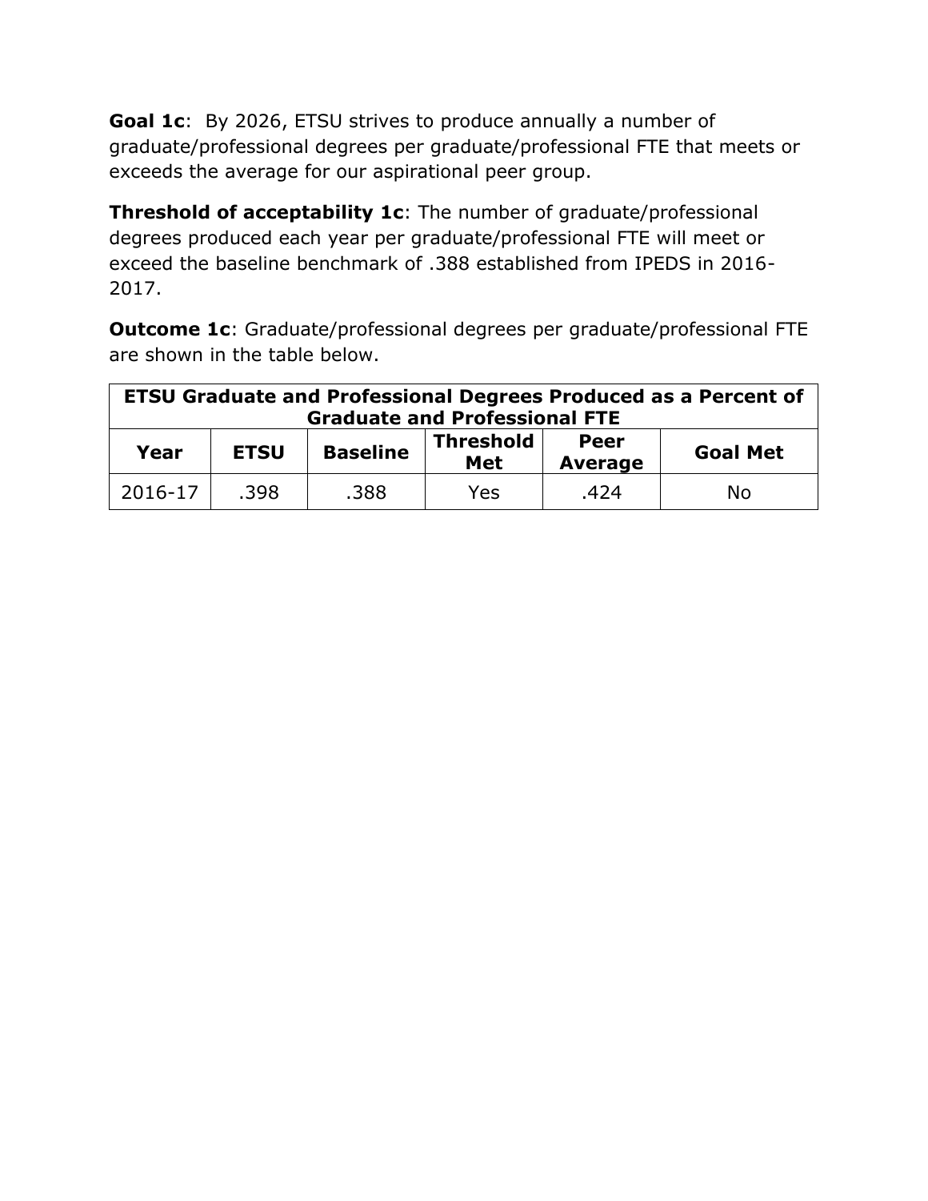**Goal 1c**: By 2026, ETSU strives to produce annually a number of graduate/professional degrees per graduate/professional FTE that meets or exceeds the average for our aspirational peer group.

**Threshold of acceptability 1c**: The number of graduate/professional degrees produced each year per graduate/professional FTE will meet or exceed the baseline benchmark of .388 established from IPEDS in 2016-2017.

**Outcome 1c**: Graduate/professional degrees per graduate/professional FTE are shown in the table below.

| ETSU Graduate and Professional Degrees Produced as a Percent of Graduate and Professional FTE | | | | | |
|---|---|---|---|---|---|
| **Year** | **ETSU** | **Baseline** | **Threshold Met** | **Peer Average** | **Goal Met** |
| 2016-17 | .398 | .388 | Yes | .424 | No |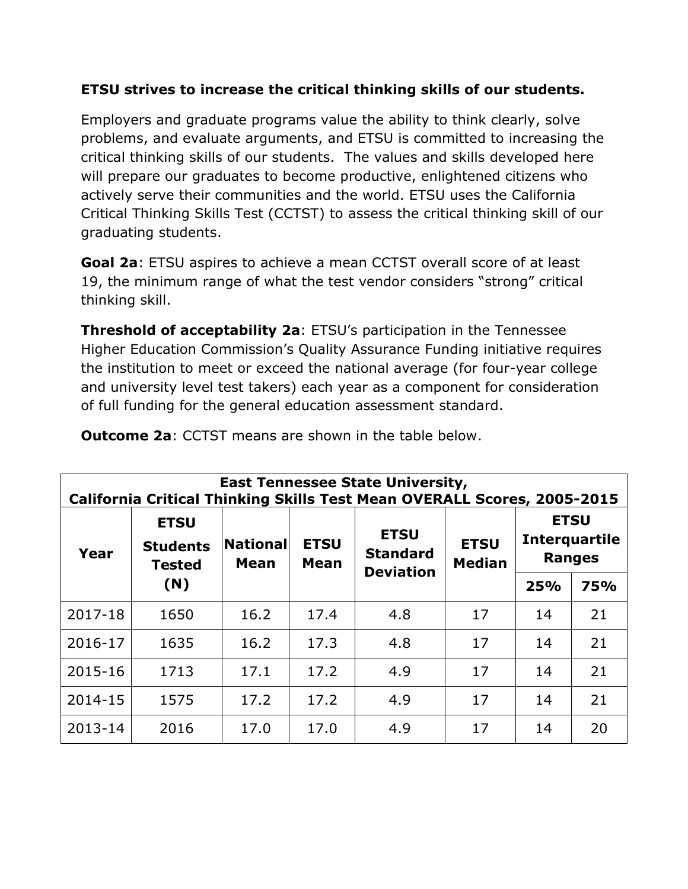**ETSU strives to increase the critical thinking skills of our students.**

Employers and graduate programs value the ability to think clearly, solve problems, and evaluate arguments, and ETSU is committed to increasing the critical thinking skills of our students. The values and skills developed here will prepare our graduates to become productive, enlightened citizens who actively serve their communities and the world. ETSU uses the California Critical Thinking Skills Test (CCTST) to assess the critical thinking skill of our graduating students.

**Goal 2a**: ETSU aspires to achieve a mean CCTST overall score of at least 19, the minimum range of what the test vendor considers "strong" critical thinking skill.

**Threshold of acceptability 2a**: ETSU's participation in the Tennessee Higher Education Commission's Quality Assurance Funding initiative requires the institution to meet or exceed the national average (for four-year college and university level test takers) each year as a component for consideration of full funding for the general education assessment standard.

**Outcome 2a**: CCTST means are shown in the table below.

| **East Tennessee State University, California Critical Thinking Skills Test Mean OVERALL Scores, 2005-2015** | | | | | | | |
|---|---|---|---|---|---|---|---|
| **Year** | **ETSU Students Tested (N)** | **National Mean** | **ETSU Mean** | **ETSU Standard Deviation** | **ETSU Median** | **ETSU Interquartile Ranges** | |
| | | | | | | **25%** | **75%** |
| 2017-18 | 1650 | 16.2 | 17.4 | 4.8 | 17 | 14 | 21 |
| 2016-17 | 1635 | 16.2 | 17.3 | 4.8 | 17 | 14 | 21 |
| 2015-16 | 1713 | 17.1 | 17.2 | 4.9 | 17 | 14 | 21 |
| 2014-15 | 1575 | 17.2 | 17.2 | 4.9 | 17 | 14 | 21 |
| 2013-14 | 2016 | 17.0 | 17.0 | 4.9 | 17 | 14 | 20 |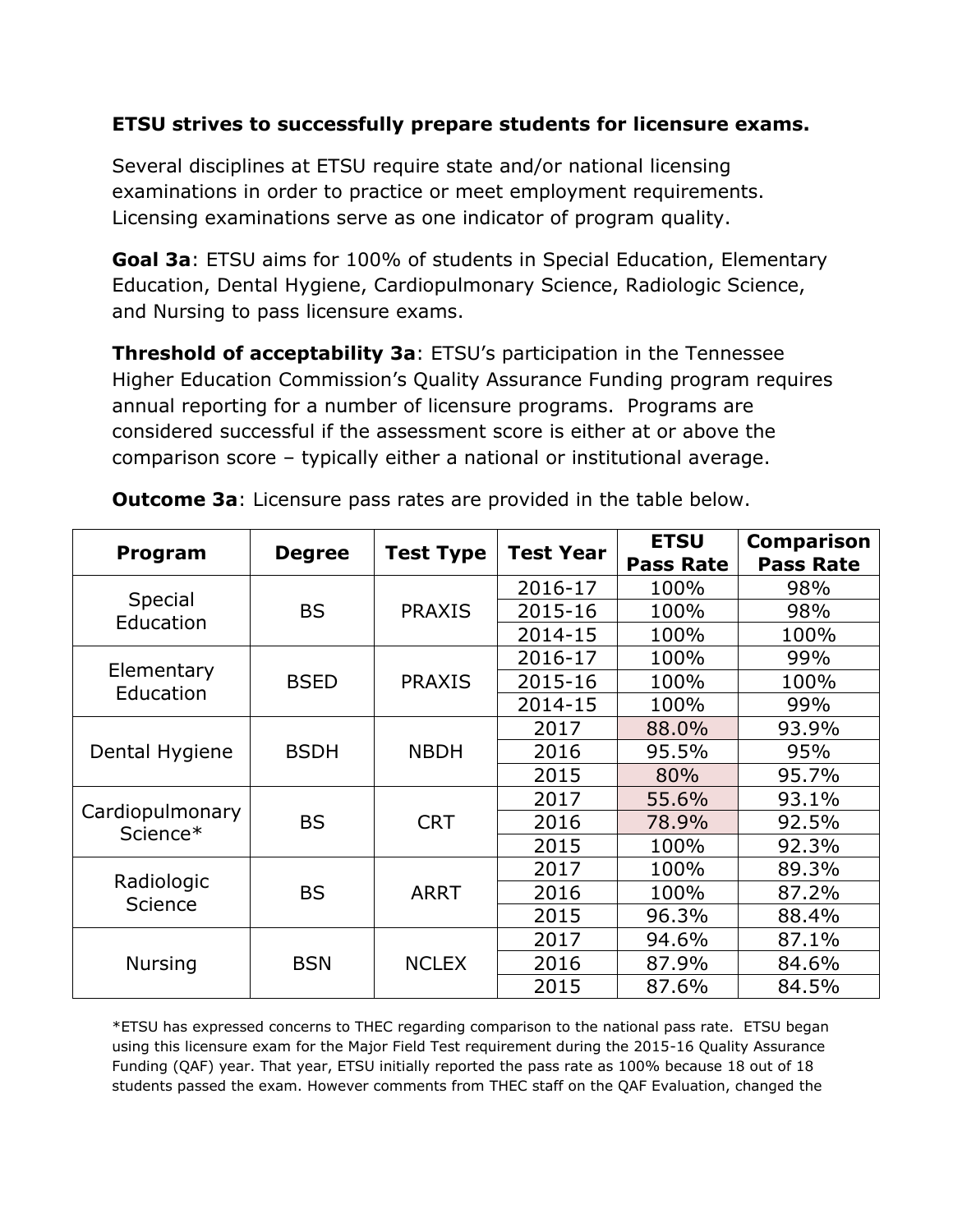**ETSU strives to successfully prepare students for licensure exams.**

Several disciplines at ETSU require state and/or national licensing examinations in order to practice or meet employment requirements. Licensing examinations serve as one indicator of program quality.

**Goal 3a**: ETSU aims for 100% of students in Special Education, Elementary Education, Dental Hygiene, Cardiopulmonary Science, Radiologic Science, and Nursing to pass licensure exams.

**Threshold of acceptability 3a**: ETSU's participation in the Tennessee Higher Education Commission's Quality Assurance Funding program requires annual reporting for a number of licensure programs. Programs are considered successful if the assessment score is either at or above the comparison score – typically either a national or institutional average.

**Outcome 3a**: Licensure pass rates are provided in the table below.

| Program | Degree | Test Type | Test Year | ETSU Pass Rate | Comparison Pass Rate |
|---|---|---|---|---|---|
| Special Education | BS | PRAXIS | 2016-17 | 100% | 98% |
| | | | 2015-16 | 100% | 98% |
| | | | 2014-15 | 100% | 100% |
| Elementary Education | BSED | PRAXIS | 2016-17 | 100% | 99% |
| | | | 2015-16 | 100% | 100% |
| | | | 2014-15 | 100% | 99% |
| Dental Hygiene | BSDH | NBDH | 2017 | 88.0% | 93.9% |
| | | | 2016 | 95.5% | 95% |
| | | | 2015 | 80% | 95.7% |
| Cardiopulmonary Science* | BS | CRT | 2017 | 55.6% | 93.1% |
| | | | 2016 | 78.9% | 92.5% |
| | | | 2015 | 100% | 92.3% |
| Radiologic Science | BS | ARRT | 2017 | 100% | 89.3% |
| | | | 2016 | 100% | 87.2% |
| | | | 2015 | 96.3% | 88.4% |
| Nursing | BSN | NCLEX | 2017 | 94.6% | 87.1% |
| | | | 2016 | 87.9% | 84.6% |
| | | | 2015 | 87.6% | 84.5% |

*ETSU has expressed concerns to THEC regarding comparison to the national pass rate. ETSU began using this licensure exam for the Major Field Test requirement during the 2015-16 Quality Assurance Funding (QAF) year. That year, ETSU initially reported the pass rate as 100% because 18 out of 18 students passed the exam. However comments from THEC staff on the QAF Evaluation, changed the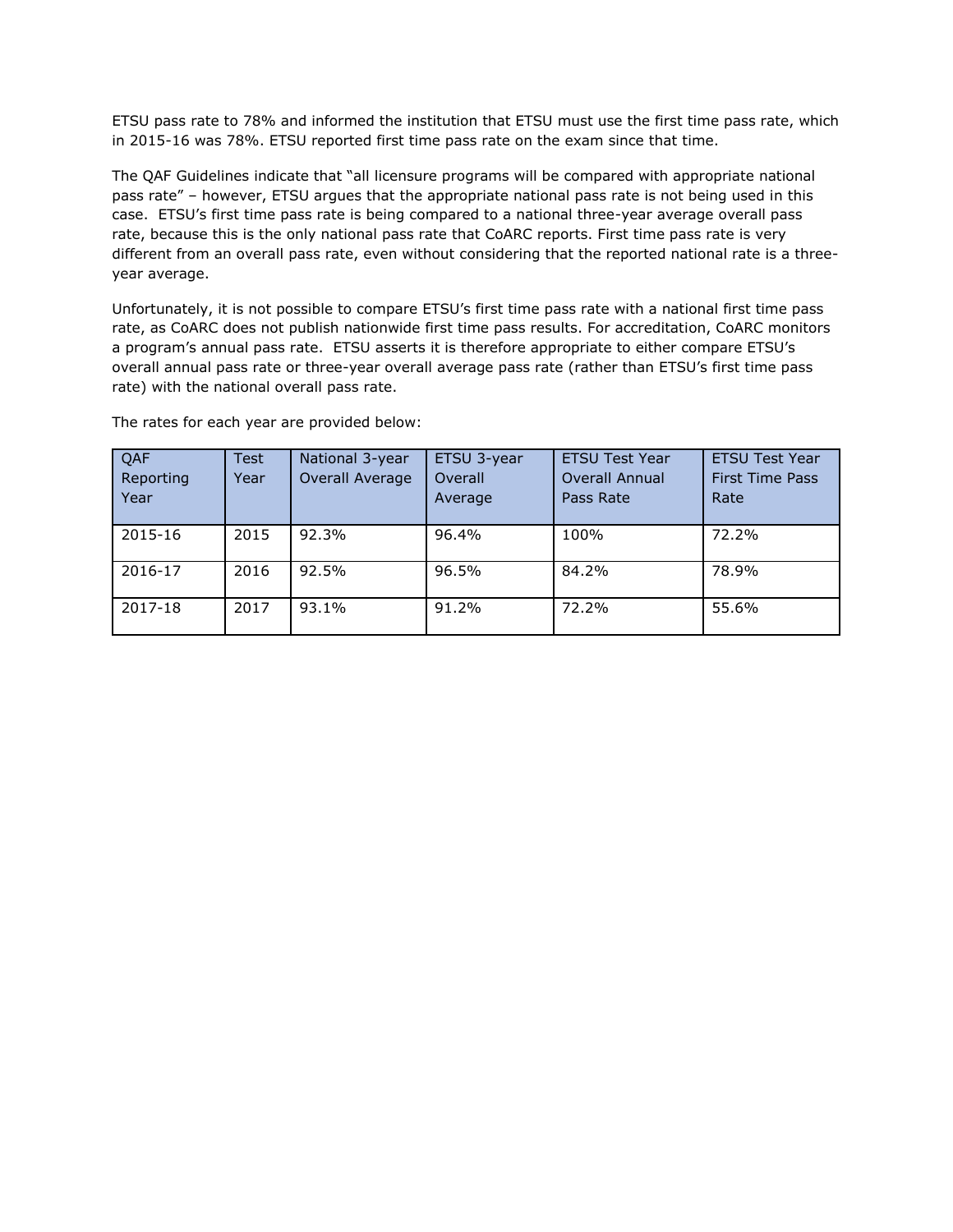ETSU pass rate to 78% and informed the institution that ETSU must use the first time pass rate, which in 2015-16 was 78%. ETSU reported first time pass rate on the exam since that time.

The QAF Guidelines indicate that "all licensure programs will be compared with appropriate national pass rate" – however, ETSU argues that the appropriate national pass rate is not being used in this case. ETSU's first time pass rate is being compared to a national three-year average overall pass rate, because this is the only national pass rate that CoARC reports. First time pass rate is very different from an overall pass rate, even without considering that the reported national rate is a three-year average.

Unfortunately, it is not possible to compare ETSU's first time pass rate with a national first time pass rate, as CoARC does not publish nationwide first time pass results. For accreditation, CoARC monitors a program's annual pass rate. ETSU asserts it is therefore appropriate to either compare ETSU's overall annual pass rate or three-year overall average pass rate (rather than ETSU's first time pass rate) with the national overall pass rate.

The rates for each year are provided below:

| QAF Reporting Year | Test Year | National 3-year Overall Average | ETSU 3-year Overall Average | ETSU Test Year Overall Annual Pass Rate | ETSU Test Year First Time Pass Rate |
|---|---|---|---|---|---|
| 2015-16 | 2015 | 92.3% | 96.4% | 100% | 72.2% |
| 2016-17 | 2016 | 92.5% | 96.5% | 84.2% | 78.9% |
| 2017-18 | 2017 | 93.1% | 91.2% | 72.2% | 55.6% |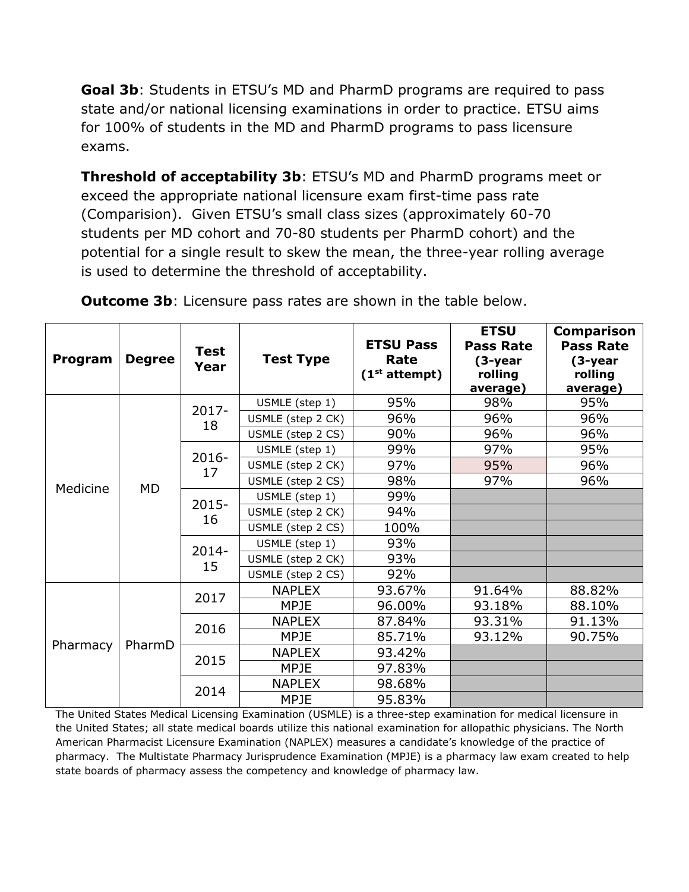**Goal 3b**: Students in ETSU's MD and PharmD programs are required to pass state and/or national licensing examinations in order to practice. ETSU aims for 100% of students in the MD and PharmD programs to pass licensure exams.

**Threshold of acceptability 3b**: ETSU's MD and PharmD programs meet or exceed the appropriate national licensure exam first-time pass rate (Comparision). Given ETSU's small class sizes (approximately 60-70 students per MD cohort and 70-80 students per PharmD cohort) and the potential for a single result to skew the mean, the three-year rolling average is used to determine the threshold of acceptability.

**Outcome 3b**: Licensure pass rates are shown in the table below.

| Program | Degree | Test Year | Test Type | ETSU Pass Rate (1st attempt) | ETSU Pass Rate (3-year rolling average) | Comparison Pass Rate (3-year rolling average) |
|---|---|---|---|---|---|---|
| Medicine | MD | 2017-18 | USMLE (step 1) | 95% | 98% | 95% |
| | | | USMLE (step 2 CK) | 96% | 96% | 96% |
| | | | USMLE (step 2 CS) | 90% | 96% | 96% |
| | | 2016-17 | USMLE (step 1) | 99% | 97% | 95% |
| | | | USMLE (step 2 CK) | 97% | 95% | 96% |
| | | | USMLE (step 2 CS) | 98% | 97% | 96% |
| | | 2015-16 | USMLE (step 1) | 99% | | |
| | | | USMLE (step 2 CK) | 94% | | |
| | | | USMLE (step 2 CS) | 100% | | |
| | | 2014-15 | USMLE (step 1) | 93% | | |
| | | | USMLE (step 2 CK) | 93% | | |
| | | | USMLE (step 2 CS) | 92% | | |
| Pharmacy | PharmD | 2017 | NAPLEX | 93.67% | 91.64% | 88.82% |
| | | | MPJE | 96.00% | 93.18% | 88.10% |
| | | 2016 | NAPLEX | 87.84% | 93.31% | 91.13% |
| | | | MPJE | 85.71% | 93.12% | 90.75% |
| | | 2015 | NAPLEX | 93.42% | | |
| | | | MPJE | 97.83% | | |
| | | 2014 | NAPLEX | 98.68% | | |
| | | | MPJE | 95.83% | | |

The United States Medical Licensing Examination (USMLE) is a three-step examination for medical licensure in the United States; all state medical boards utilize this national examination for allopathic physicians. The North American Pharmacist Licensure Examination (NAPLEX) measures a candidate's knowledge of the practice of pharmacy. The Multistate Pharmacy Jurisprudence Examination (MPJE) is a pharmacy law exam created to help state boards of pharmacy assess the competency and knowledge of pharmacy law.